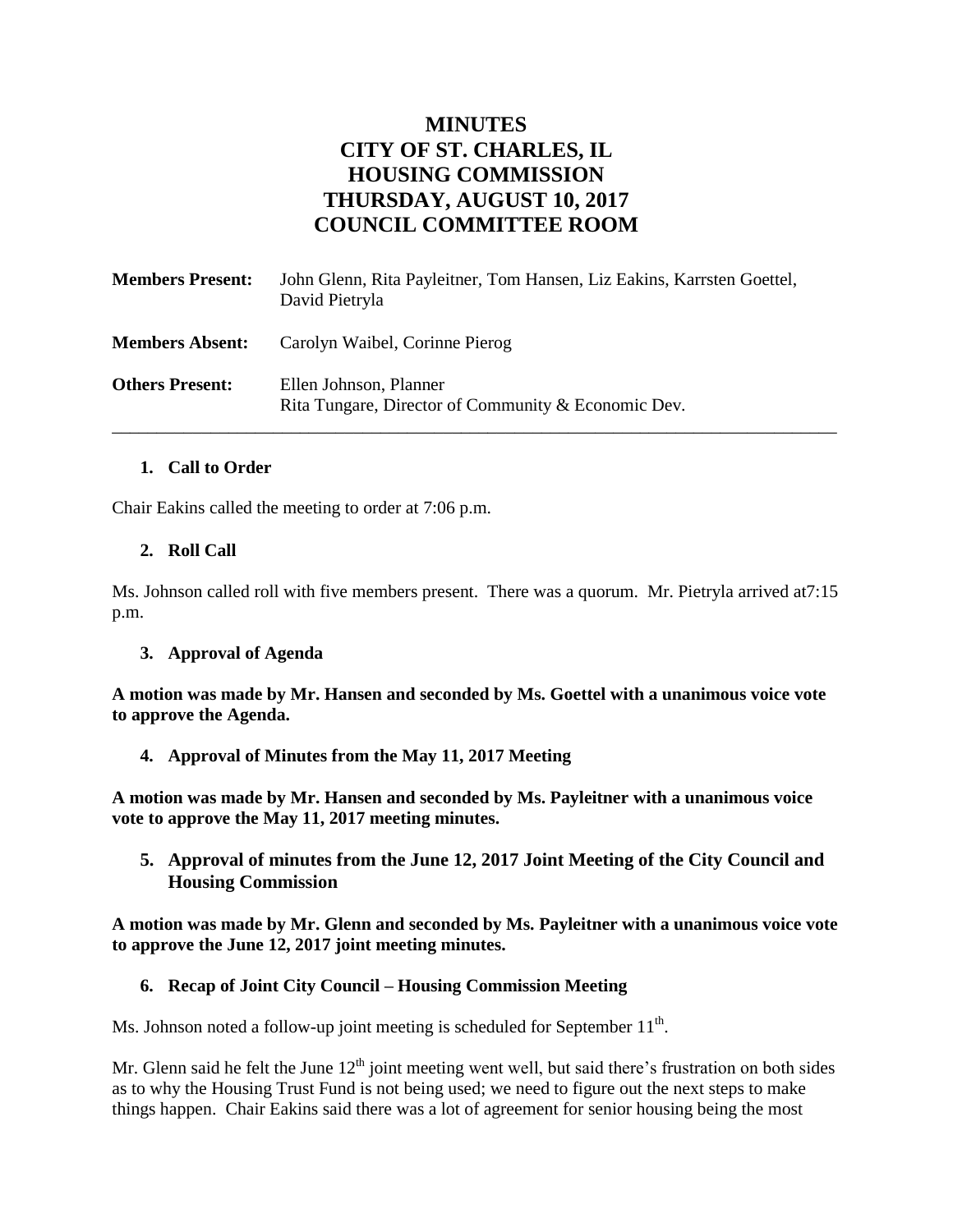# MINUTES
# CITY OF ST. CHARLES, IL
# HOUSING COMMISSION
# THURSDAY, AUGUST 10, 2017
# COUNCIL COMMITTEE ROOM

| | |
|---|---|
| **Members Present:** | John Glenn, Rita Payleitner, Tom Hansen, Liz Eakins, Karrsten Goettel, David Pietryla |
| **Members Absent:** | Carolyn Waibel, Corinne Pierog |
| **Others Present:** | Ellen Johnson, Planner<br>Rita Tungare, Director of Community & Economic Dev. |

---

### 1. Call to Order

Chair Eakins called the meeting to order at 7:06 p.m.

### 2. Roll Call

Ms. Johnson called roll with five members present. There was a quorum. Mr. Pietryla arrived at7:15 p.m.

### 3. Approval of Agenda

**A motion was made by Mr. Hansen and seconded by Ms. Goettel with a unanimous voice vote to approve the Agenda.**

### 4. Approval of Minutes from the May 11, 2017 Meeting

**A motion was made by Mr. Hansen and seconded by Ms. Payleitner with a unanimous voice vote to approve the May 11, 2017 meeting minutes.**

### 5. Approval of minutes from the June 12, 2017 Joint Meeting of the City Council and Housing Commission

**A motion was made by Mr. Glenn and seconded by Ms. Payleitner with a unanimous voice vote to approve the June 12, 2017 joint meeting minutes.**

### 6. Recap of Joint City Council – Housing Commission Meeting

Ms. Johnson noted a follow-up joint meeting is scheduled for September 11th.

Mr. Glenn said he felt the June 12th joint meeting went well, but said there's frustration on both sides as to why the Housing Trust Fund is not being used; we need to figure out the next steps to make things happen. Chair Eakins said there was a lot of agreement for senior housing being the most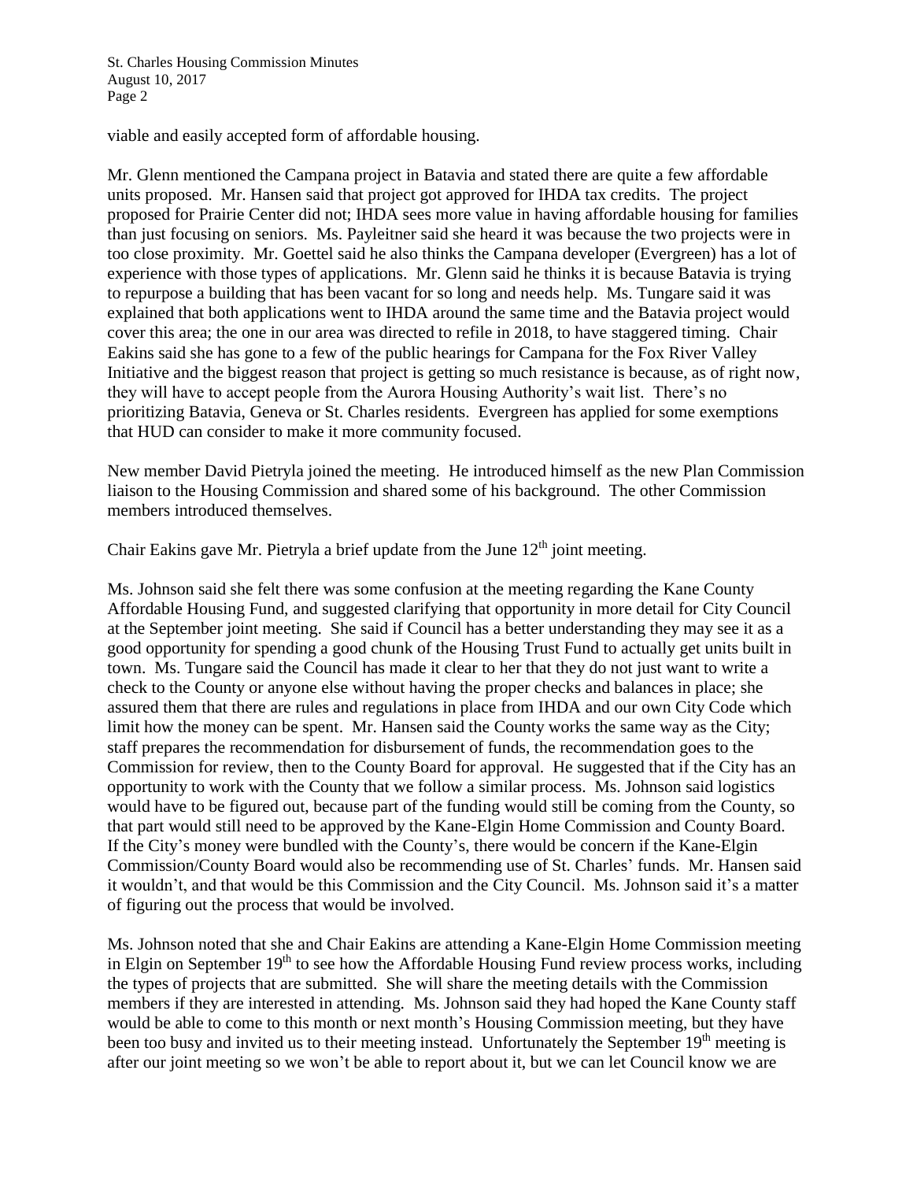viable and easily accepted form of affordable housing.

Mr. Glenn mentioned the Campana project in Batavia and stated there are quite a few affordable units proposed. Mr. Hansen said that project got approved for IHDA tax credits. The project proposed for Prairie Center did not; IHDA sees more value in having affordable housing for families than just focusing on seniors. Ms. Payleitner said she heard it was because the two projects were in too close proximity. Mr. Goettel said he also thinks the Campana developer (Evergreen) has a lot of experience with those types of applications. Mr. Glenn said he thinks it is because Batavia is trying to repurpose a building that has been vacant for so long and needs help. Ms. Tungare said it was explained that both applications went to IHDA around the same time and the Batavia project would cover this area; the one in our area was directed to refile in 2018, to have staggered timing. Chair Eakins said she has gone to a few of the public hearings for Campana for the Fox River Valley Initiative and the biggest reason that project is getting so much resistance is because, as of right now, they will have to accept people from the Aurora Housing Authority's wait list. There's no prioritizing Batavia, Geneva or St. Charles residents. Evergreen has applied for some exemptions that HUD can consider to make it more community focused.

New member David Pietryla joined the meeting. He introduced himself as the new Plan Commission liaison to the Housing Commission and shared some of his background. The other Commission members introduced themselves.

Chair Eakins gave Mr. Pietryla a brief update from the June 12th joint meeting.

Ms. Johnson said she felt there was some confusion at the meeting regarding the Kane County Affordable Housing Fund, and suggested clarifying that opportunity in more detail for City Council at the September joint meeting. She said if Council has a better understanding they may see it as a good opportunity for spending a good chunk of the Housing Trust Fund to actually get units built in town. Ms. Tungare said the Council has made it clear to her that they do not just want to write a check to the County or anyone else without having the proper checks and balances in place; she assured them that there are rules and regulations in place from IHDA and our own City Code which limit how the money can be spent. Mr. Hansen said the County works the same way as the City; staff prepares the recommendation for disbursement of funds, the recommendation goes to the Commission for review, then to the County Board for approval. He suggested that if the City has an opportunity to work with the County that we follow a similar process. Ms. Johnson said logistics would have to be figured out, because part of the funding would still be coming from the County, so that part would still need to be approved by the Kane-Elgin Home Commission and County Board. If the City's money were bundled with the County's, there would be concern if the Kane-Elgin Commission/County Board would also be recommending use of St. Charles' funds. Mr. Hansen said it wouldn't, and that would be this Commission and the City Council. Ms. Johnson said it's a matter of figuring out the process that would be involved.

Ms. Johnson noted that she and Chair Eakins are attending a Kane-Elgin Home Commission meeting in Elgin on September 19th to see how the Affordable Housing Fund review process works, including the types of projects that are submitted. She will share the meeting details with the Commission members if they are interested in attending. Ms. Johnson said they had hoped the Kane County staff would be able to come to this month or next month's Housing Commission meeting, but they have been too busy and invited us to their meeting instead. Unfortunately the September 19th meeting is after our joint meeting so we won't be able to report about it, but we can let Council know we are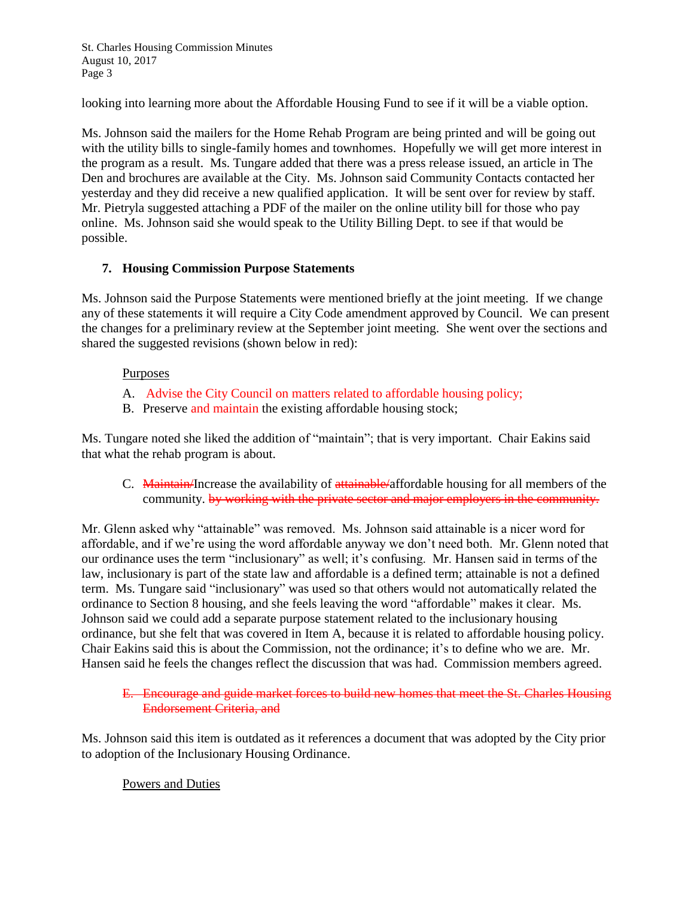looking into learning more about the Affordable Housing Fund to see if it will be a viable option.

Ms. Johnson said the mailers for the Home Rehab Program are being printed and will be going out with the utility bills to single-family homes and townhomes. Hopefully we will get more interest in the program as a result. Ms. Tungare added that there was a press release issued, an article in The Den and brochures are available at the City. Ms. Johnson said Community Contacts contacted her yesterday and they did receive a new qualified application. It will be sent over for review by staff. Mr. Pietryla suggested attaching a PDF of the mailer on the online utility bill for those who pay online. Ms. Johnson said she would speak to the Utility Billing Dept. to see if that would be possible.

### 7. Housing Commission Purpose Statements

Ms. Johnson said the Purpose Statements were mentioned briefly at the joint meeting. If we change any of these statements it will require a City Code amendment approved by Council. We can present the changes for a preliminary review at the September joint meeting. She went over the sections and shared the suggested revisions (shown below in red):

Purposes

A. Advise the City Council on matters related to affordable housing policy;
B. Preserve and maintain the existing affordable housing stock;

Ms. Tungare noted she liked the addition of "maintain"; that is very important. Chair Eakins said that what the rehab program is about.

C. ~~Maintain/~~Increase the availability of ~~attainable/~~affordable housing for all members of the community. ~~by working with the private sector and major employers in the community.~~

Mr. Glenn asked why "attainable" was removed. Ms. Johnson said attainable is a nicer word for affordable, and if we're using the word affordable anyway we don't need both. Mr. Glenn noted that our ordinance uses the term "inclusionary" as well; it's confusing. Mr. Hansen said in terms of the law, inclusionary is part of the state law and affordable is a defined term; attainable is not a defined term. Ms. Tungare said "inclusionary" was used so that others would not automatically related the ordinance to Section 8 housing, and she feels leaving the word "affordable" makes it clear. Ms. Johnson said we could add a separate purpose statement related to the inclusionary housing ordinance, but she felt that was covered in Item A, because it is related to affordable housing policy. Chair Eakins said this is about the Commission, not the ordinance; it's to define who we are. Mr. Hansen said he feels the changes reflect the discussion that was had. Commission members agreed.

~~E. Encourage and guide market forces to build new homes that meet the St. Charles Housing Endorsement Criteria, and~~

Ms. Johnson said this item is outdated as it references a document that was adopted by the City prior to adoption of the Inclusionary Housing Ordinance.

Powers and Duties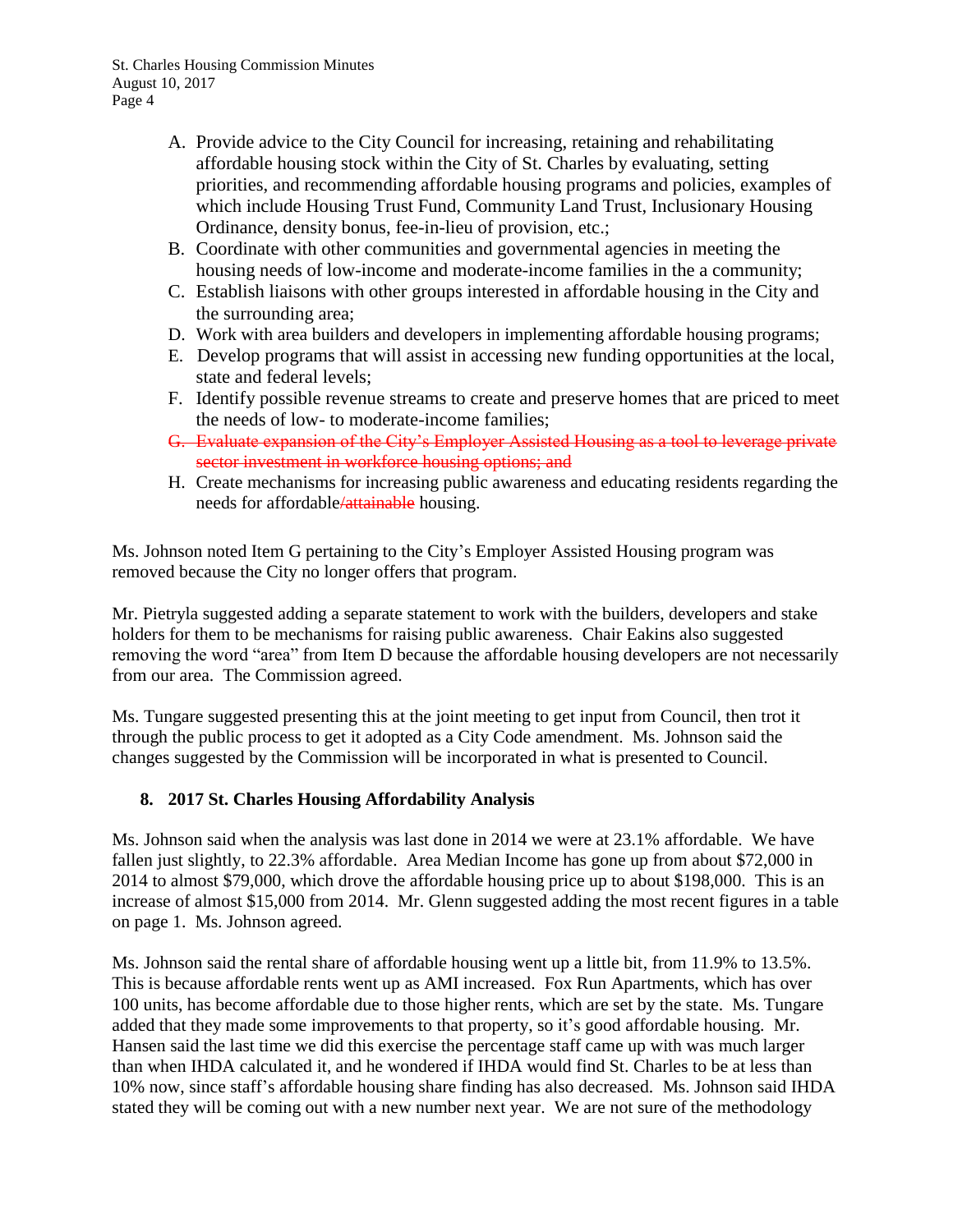A. Provide advice to the City Council for increasing, retaining and rehabilitating affordable housing stock within the City of St. Charles by evaluating, setting priorities, and recommending affordable housing programs and policies, examples of which include Housing Trust Fund, Community Land Trust, Inclusionary Housing Ordinance, density bonus, fee-in-lieu of provision, etc.;
B. Coordinate with other communities and governmental agencies in meeting the housing needs of low-income and moderate-income families in the a community;
C. Establish liaisons with other groups interested in affordable housing in the City and the surrounding area;
D. Work with area builders and developers in implementing affordable housing programs;
E. Develop programs that will assist in accessing new funding opportunities at the local, state and federal levels;
F. Identify possible revenue streams to create and preserve homes that are priced to meet the needs of low- to moderate-income families;
G. ~~Evaluate expansion of the City's Employer Assisted Housing as a tool to leverage private sector investment in workforce housing options; and~~
H. Create mechanisms for increasing public awareness and educating residents regarding the needs for affordable~~/attainable~~ housing.

Ms. Johnson noted Item G pertaining to the City's Employer Assisted Housing program was removed because the City no longer offers that program.

Mr. Pietryla suggested adding a separate statement to work with the builders, developers and stake holders for them to be mechanisms for raising public awareness. Chair Eakins also suggested removing the word "area" from Item D because the affordable housing developers are not necessarily from our area. The Commission agreed.

Ms. Tungare suggested presenting this at the joint meeting to get input from Council, then trot it through the public process to get it adopted as a City Code amendment. Ms. Johnson said the changes suggested by the Commission will be incorporated in what is presented to Council.

**8. 2017 St. Charles Housing Affordability Analysis**

Ms. Johnson said when the analysis was last done in 2014 we were at 23.1% affordable. We have fallen just slightly, to 22.3% affordable. Area Median Income has gone up from about $72,000 in 2014 to almost $79,000, which drove the affordable housing price up to about $198,000. This is an increase of almost $15,000 from 2014. Mr. Glenn suggested adding the most recent figures in a table on page 1. Ms. Johnson agreed.

Ms. Johnson said the rental share of affordable housing went up a little bit, from 11.9% to 13.5%. This is because affordable rents went up as AMI increased. Fox Run Apartments, which has over 100 units, has become affordable due to those higher rents, which are set by the state. Ms. Tungare added that they made some improvements to that property, so it's good affordable housing. Mr. Hansen said the last time we did this exercise the percentage staff came up with was much larger than when IHDA calculated it, and he wondered if IHDA would find St. Charles to be at less than 10% now, since staff's affordable housing share finding has also decreased. Ms. Johnson said IHDA stated they will be coming out with a new number next year. We are not sure of the methodology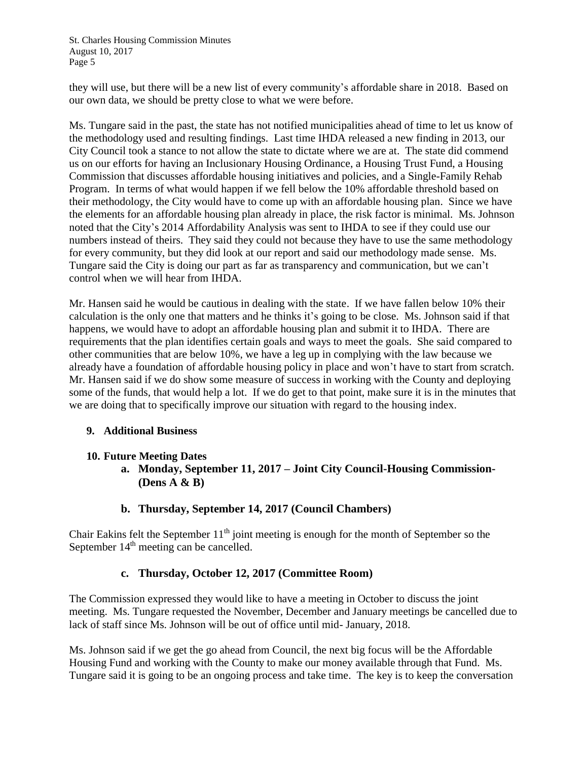they will use, but there will be a new list of every community's affordable share in 2018. Based on our own data, we should be pretty close to what we were before.

Ms. Tungare said in the past, the state has not notified municipalities ahead of time to let us know of the methodology used and resulting findings. Last time IHDA released a new finding in 2013, our City Council took a stance to not allow the state to dictate where we are at. The state did commend us on our efforts for having an Inclusionary Housing Ordinance, a Housing Trust Fund, a Housing Commission that discusses affordable housing initiatives and policies, and a Single-Family Rehab Program. In terms of what would happen if we fell below the 10% affordable threshold based on their methodology, the City would have to come up with an affordable housing plan. Since we have the elements for an affordable housing plan already in place, the risk factor is minimal. Ms. Johnson noted that the City's 2014 Affordability Analysis was sent to IHDA to see if they could use our numbers instead of theirs. They said they could not because they have to use the same methodology for every community, but they did look at our report and said our methodology made sense. Ms. Tungare said the City is doing our part as far as transparency and communication, but we can't control when we will hear from IHDA.

Mr. Hansen said he would be cautious in dealing with the state. If we have fallen below 10% their calculation is the only one that matters and he thinks it's going to be close. Ms. Johnson said if that happens, we would have to adopt an affordable housing plan and submit it to IHDA. There are requirements that the plan identifies certain goals and ways to meet the goals. She said compared to other communities that are below 10%, we have a leg up in complying with the law because we already have a foundation of affordable housing policy in place and won't have to start from scratch. Mr. Hansen said if we do show some measure of success in working with the County and deploying some of the funds, that would help a lot. If we do get to that point, make sure it is in the minutes that we are doing that to specifically improve our situation with regard to the housing index.

## 9. Additional Business

## 10. Future Meeting Dates

### a. Monday, September 11, 2017 – Joint City Council-Housing Commission- (Dens A & B)

### b. Thursday, September 14, 2017 (Council Chambers)

Chair Eakins felt the September 11th joint meeting is enough for the month of September so the September 14th meeting can be cancelled.

### c. Thursday, October 12, 2017 (Committee Room)

The Commission expressed they would like to have a meeting in October to discuss the joint meeting. Ms. Tungare requested the November, December and January meetings be cancelled due to lack of staff since Ms. Johnson will be out of office until mid- January, 2018.

Ms. Johnson said if we get the go ahead from Council, the next big focus will be the Affordable Housing Fund and working with the County to make our money available through that Fund. Ms. Tungare said it is going to be an ongoing process and take time. The key is to keep the conversation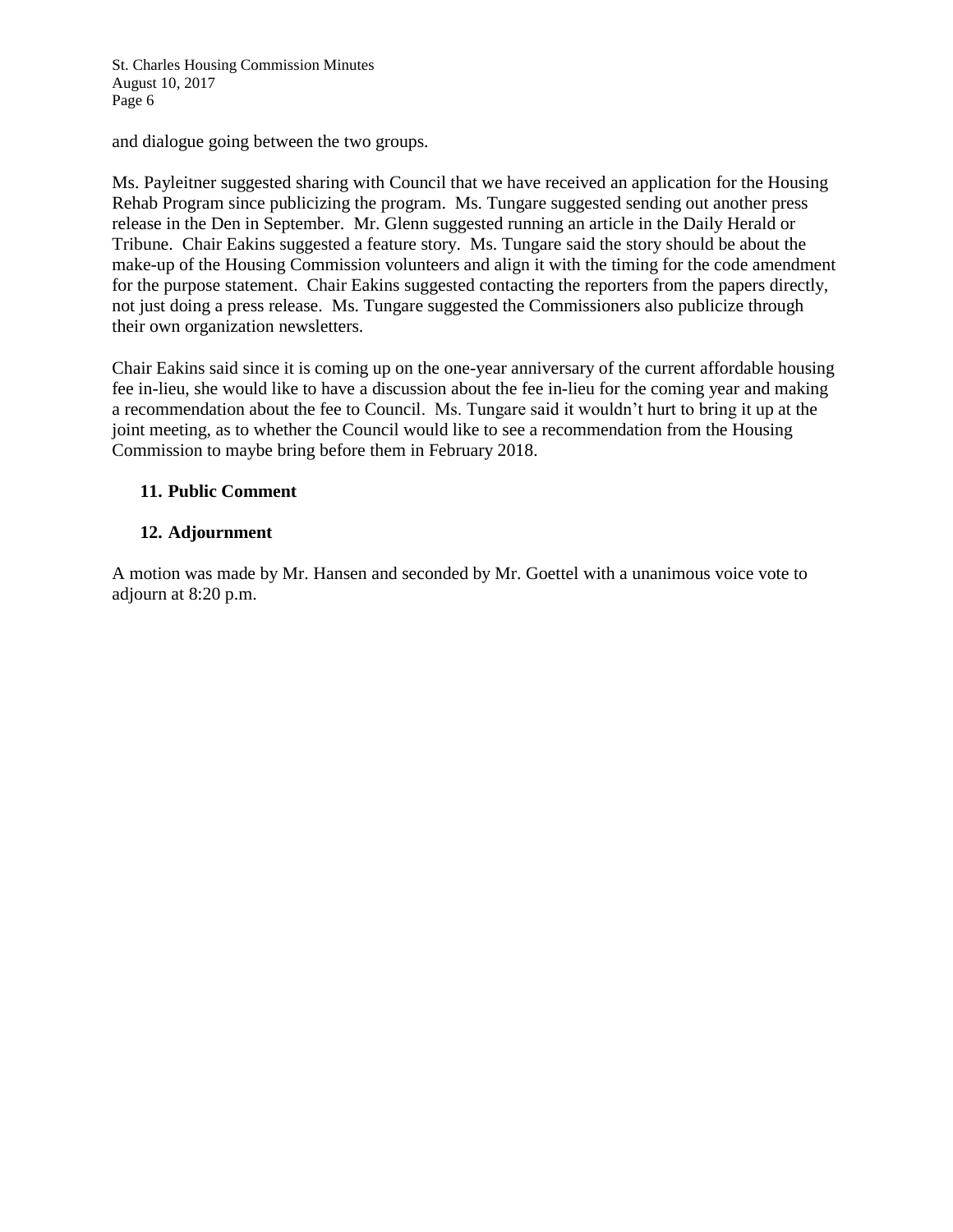and dialogue going between the two groups.

Ms. Payleitner suggested sharing with Council that we have received an application for the Housing Rehab Program since publicizing the program. Ms. Tungare suggested sending out another press release in the Den in September. Mr. Glenn suggested running an article in the Daily Herald or Tribune. Chair Eakins suggested a feature story. Ms. Tungare said the story should be about the make-up of the Housing Commission volunteers and align it with the timing for the code amendment for the purpose statement. Chair Eakins suggested contacting the reporters from the papers directly, not just doing a press release. Ms. Tungare suggested the Commissioners also publicize through their own organization newsletters.

Chair Eakins said since it is coming up on the one-year anniversary of the current affordable housing fee in-lieu, she would like to have a discussion about the fee in-lieu for the coming year and making a recommendation about the fee to Council. Ms. Tungare said it wouldn't hurt to bring it up at the joint meeting, as to whether the Council would like to see a recommendation from the Housing Commission to maybe bring before them in February 2018.

**11. Public Comment**

**12. Adjournment**

A motion was made by Mr. Hansen and seconded by Mr. Goettel with a unanimous voice vote to adjourn at 8:20 p.m.